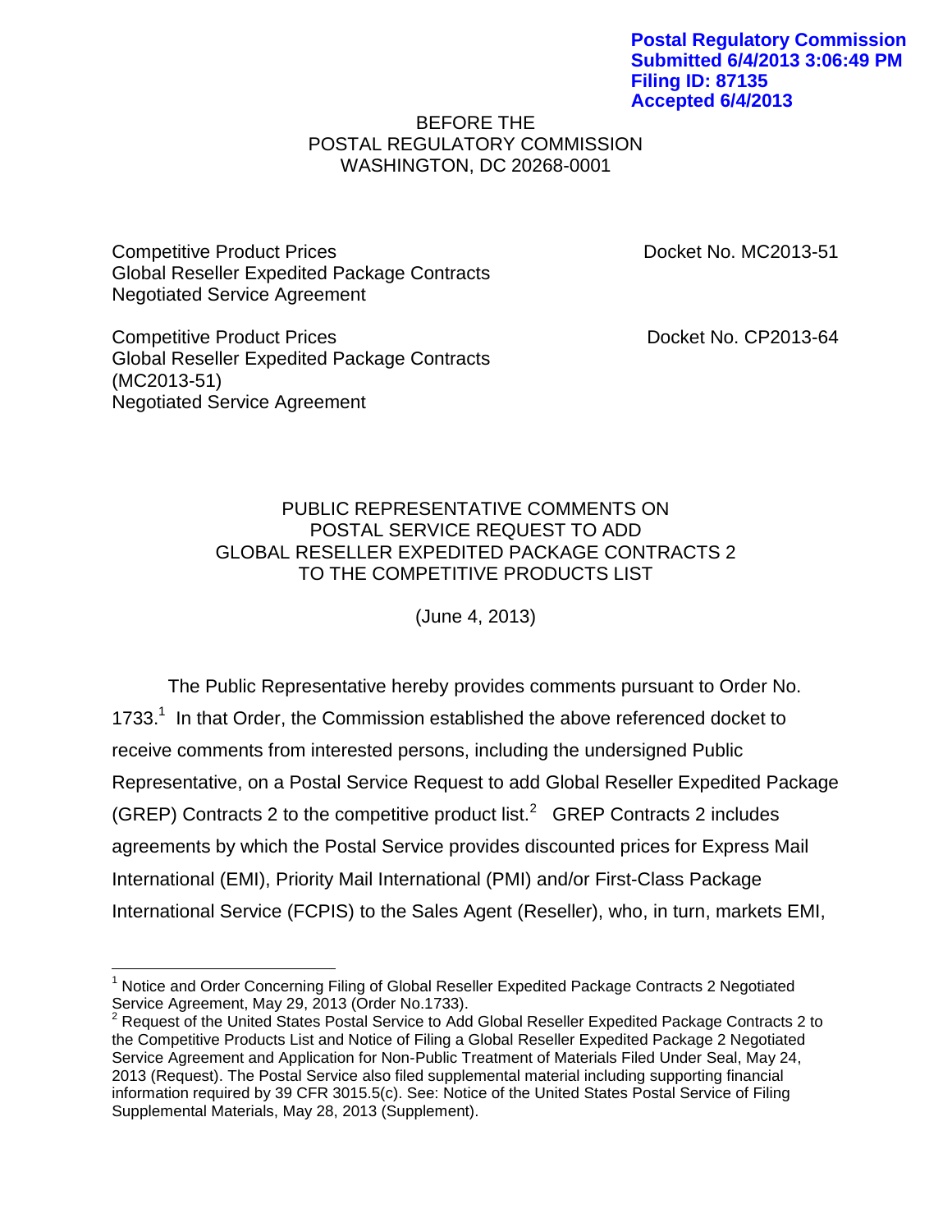Postal Regulatory Commission
Submitted 6/4/2013 3:06:49 PM
Filing ID: 87135
Accepted 6/4/2013

BEFORE THE
POSTAL REGULATORY COMMISSION
WASHINGTON, DC 20268-0001

| | |
|---|---|
| Competitive Product Prices<br>Global Reseller Expedited Package Contracts<br>Negotiated Service Agreement | Docket No. MC2013-51 |
| Competitive Product Prices<br>Global Reseller Expedited Package Contracts<br>(MC2013-51)<br>Negotiated Service Agreement | Docket No. CP2013-64 |

PUBLIC REPRESENTATIVE COMMENTS ON
POSTAL SERVICE REQUEST TO ADD
GLOBAL RESELLER EXPEDITED PACKAGE CONTRACTS 2
TO THE COMPETITIVE PRODUCTS LIST

(June 4, 2013)

The Public Representative hereby provides comments pursuant to Order No. 1733.[1] In that Order, the Commission established the above referenced docket to receive comments from interested persons, including the undersigned Public Representative, on a Postal Service Request to add Global Reseller Expedited Package (GREP) Contracts 2 to the competitive product list.[2] GREP Contracts 2 includes agreements by which the Postal Service provides discounted prices for Express Mail International (EMI), Priority Mail International (PMI) and/or First-Class Package International Service (FCPIS) to the Sales Agent (Reseller), who, in turn, markets EMI,

[1] Notice and Order Concerning Filing of Global Reseller Expedited Package Contracts 2 Negotiated Service Agreement, May 29, 2013 (Order No.1733).

[2] Request of the United States Postal Service to Add Global Reseller Expedited Package Contracts 2 to the Competitive Products List and Notice of Filing a Global Reseller Expedited Package 2 Negotiated Service Agreement and Application for Non-Public Treatment of Materials Filed Under Seal, May 24, 2013 (Request). The Postal Service also filed supplemental material including supporting financial information required by 39 CFR 3015.5(c). See: Notice of the United States Postal Service of Filing Supplemental Materials, May 28, 2013 (Supplement).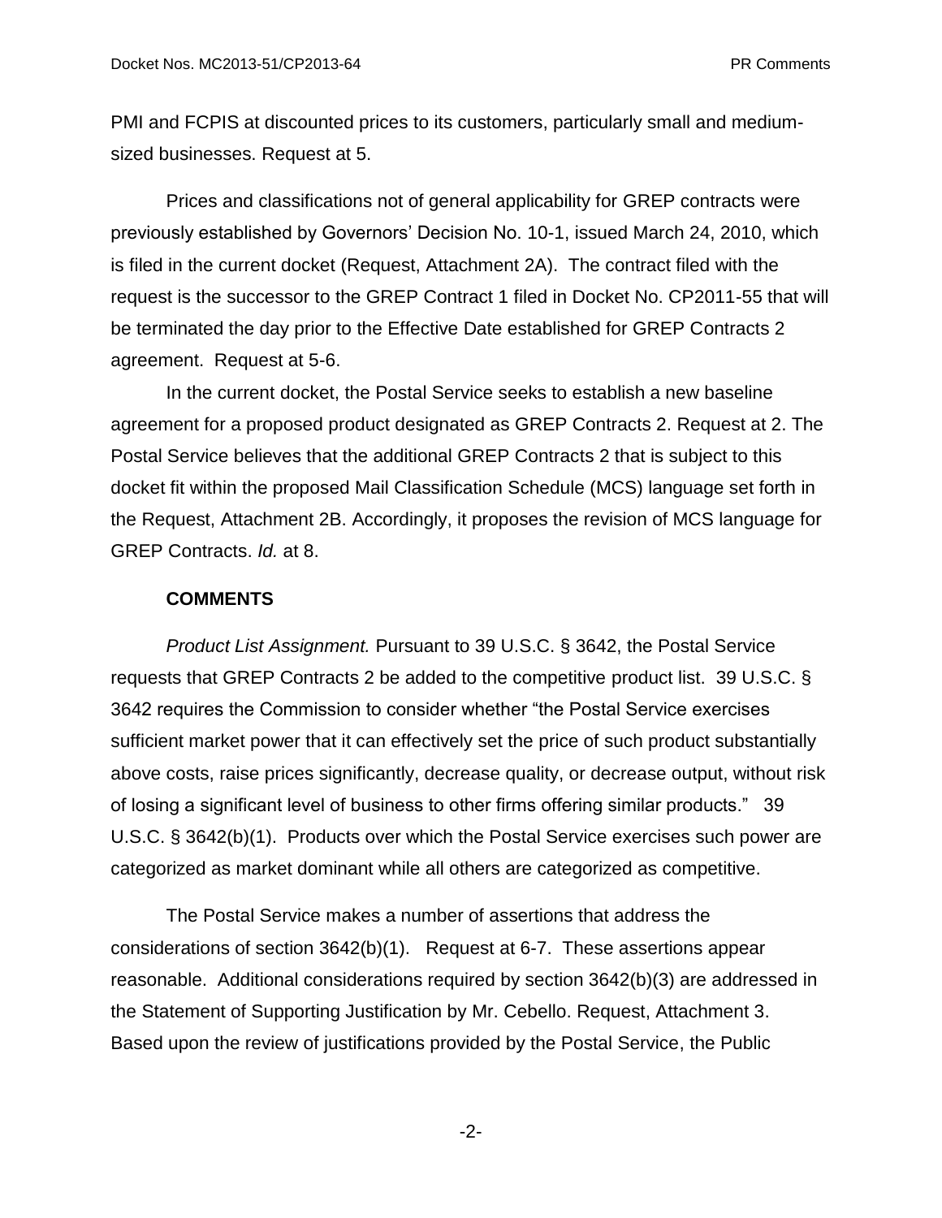PMI and FCPIS at discounted prices to its customers, particularly small and medium-sized businesses. Request at 5.

Prices and classifications not of general applicability for GREP contracts were previously established by Governors' Decision No. 10-1, issued March 24, 2010, which is filed in the current docket (Request, Attachment 2A). The contract filed with the request is the successor to the GREP Contract 1 filed in Docket No. CP2011-55 that will be terminated the day prior to the Effective Date established for GREP Contracts 2 agreement. Request at 5-6.

In the current docket, the Postal Service seeks to establish a new baseline agreement for a proposed product designated as GREP Contracts 2. Request at 2. The Postal Service believes that the additional GREP Contracts 2 that is subject to this docket fit within the proposed Mail Classification Schedule (MCS) language set forth in the Request, Attachment 2B. Accordingly, it proposes the revision of MCS language for GREP Contracts. *Id.* at 8.

**COMMENTS**

*Product List Assignment.* Pursuant to 39 U.S.C. § 3642, the Postal Service requests that GREP Contracts 2 be added to the competitive product list. 39 U.S.C. § 3642 requires the Commission to consider whether "the Postal Service exercises sufficient market power that it can effectively set the price of such product substantially above costs, raise prices significantly, decrease quality, or decrease output, without risk of losing a significant level of business to other firms offering similar products." 39 U.S.C. § 3642(b)(1). Products over which the Postal Service exercises such power are categorized as market dominant while all others are categorized as competitive.

The Postal Service makes a number of assertions that address the considerations of section 3642(b)(1). Request at 6-7. These assertions appear reasonable. Additional considerations required by section 3642(b)(3) are addressed in the Statement of Supporting Justification by Mr. Cebello. Request, Attachment 3. Based upon the review of justifications provided by the Postal Service, the Public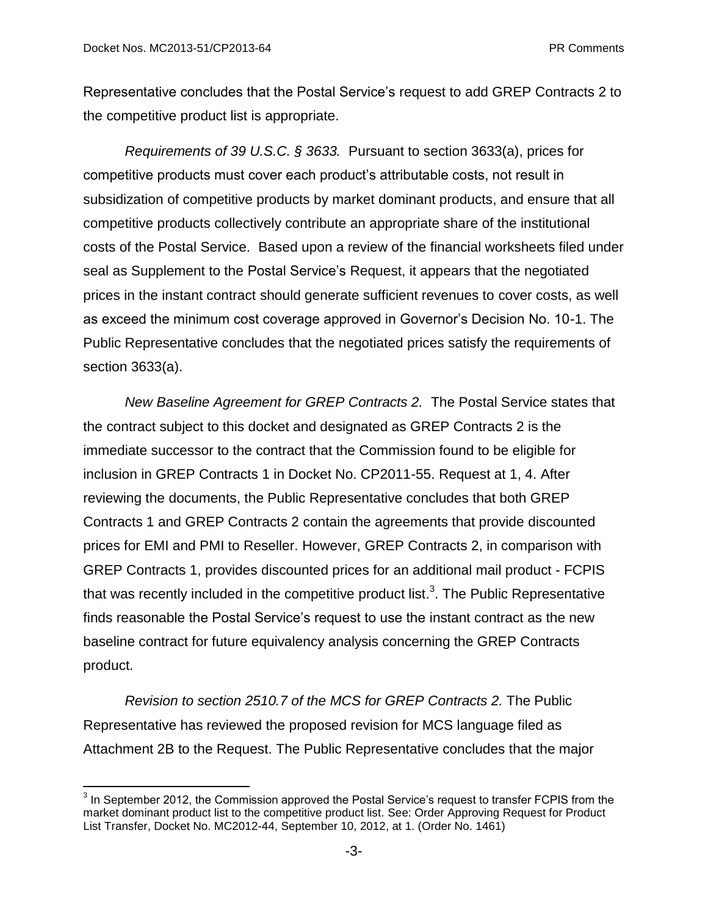Representative concludes that the Postal Service's request to add GREP Contracts 2 to the competitive product list is appropriate.

*Requirements of 39 U.S.C. § 3633.* Pursuant to section 3633(a), prices for competitive products must cover each product's attributable costs, not result in subsidization of competitive products by market dominant products, and ensure that all competitive products collectively contribute an appropriate share of the institutional costs of the Postal Service. Based upon a review of the financial worksheets filed under seal as Supplement to the Postal Service's Request, it appears that the negotiated prices in the instant contract should generate sufficient revenues to cover costs, as well as exceed the minimum cost coverage approved in Governor's Decision No. 10-1. The Public Representative concludes that the negotiated prices satisfy the requirements of section 3633(a).

*New Baseline Agreement for GREP Contracts 2.* The Postal Service states that the contract subject to this docket and designated as GREP Contracts 2 is the immediate successor to the contract that the Commission found to be eligible for inclusion in GREP Contracts 1 in Docket No. CP2011-55. Request at 1, 4. After reviewing the documents, the Public Representative concludes that both GREP Contracts 1 and GREP Contracts 2 contain the agreements that provide discounted prices for EMI and PMI to Reseller. However, GREP Contracts 2, in comparison with GREP Contracts 1, provides discounted prices for an additional mail product - FCPIS that was recently included in the competitive product list.[3]. The Public Representative finds reasonable the Postal Service's request to use the instant contract as the new baseline contract for future equivalency analysis concerning the GREP Contracts product.

*Revision to section 2510.7 of the MCS for GREP Contracts 2.* The Public Representative has reviewed the proposed revision for MCS language filed as Attachment 2B to the Request. The Public Representative concludes that the major

[3] In September 2012, the Commission approved the Postal Service's request to transfer FCPIS from the market dominant product list to the competitive product list. See: Order Approving Request for Product List Transfer, Docket No. MC2012-44, September 10, 2012, at 1. (Order No. 1461)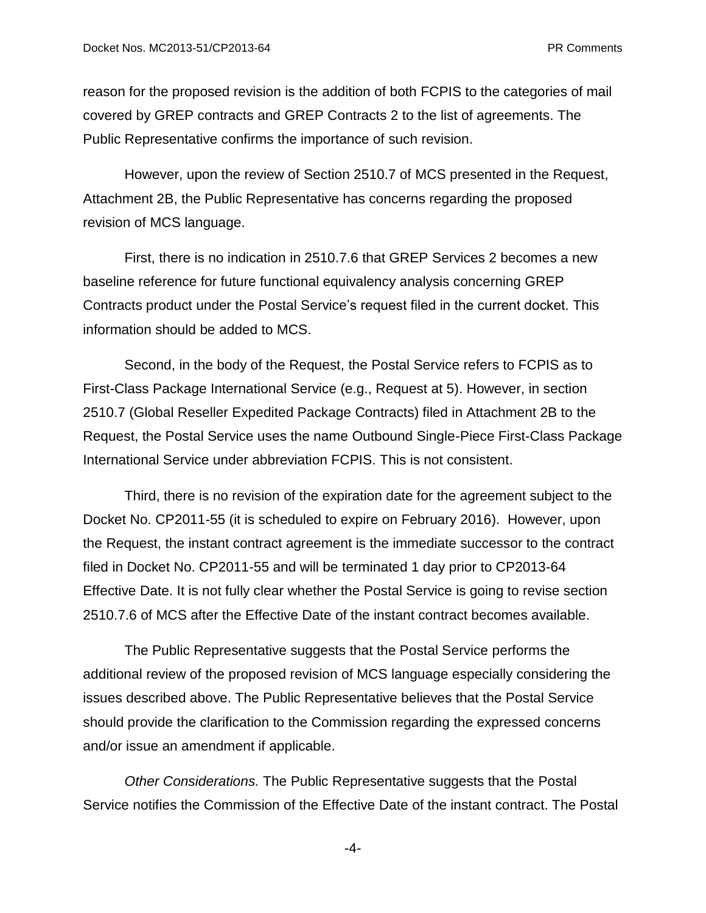reason for the proposed revision is the addition of both FCPIS to the categories of mail covered by GREP contracts and GREP Contracts 2 to the list of agreements. The Public Representative confirms the importance of such revision.

However, upon the review of Section 2510.7 of MCS presented in the Request, Attachment 2B, the Public Representative has concerns regarding the proposed revision of MCS language.

First, there is no indication in 2510.7.6 that GREP Services 2 becomes a new baseline reference for future functional equivalency analysis concerning GREP Contracts product under the Postal Service's request filed in the current docket. This information should be added to MCS.

Second, in the body of the Request, the Postal Service refers to FCPIS as to First-Class Package International Service (e.g., Request at 5). However, in section 2510.7 (Global Reseller Expedited Package Contracts) filed in Attachment 2B to the Request, the Postal Service uses the name Outbound Single-Piece First-Class Package International Service under abbreviation FCPIS. This is not consistent.

Third, there is no revision of the expiration date for the agreement subject to the Docket No. CP2011-55 (it is scheduled to expire on February 2016). However, upon the Request, the instant contract agreement is the immediate successor to the contract filed in Docket No. CP2011-55 and will be terminated 1 day prior to CP2013-64 Effective Date. It is not fully clear whether the Postal Service is going to revise section 2510.7.6 of MCS after the Effective Date of the instant contract becomes available.

The Public Representative suggests that the Postal Service performs the additional review of the proposed revision of MCS language especially considering the issues described above. The Public Representative believes that the Postal Service should provide the clarification to the Commission regarding the expressed concerns and/or issue an amendment if applicable.

*Other Considerations.* The Public Representative suggests that the Postal Service notifies the Commission of the Effective Date of the instant contract. The Postal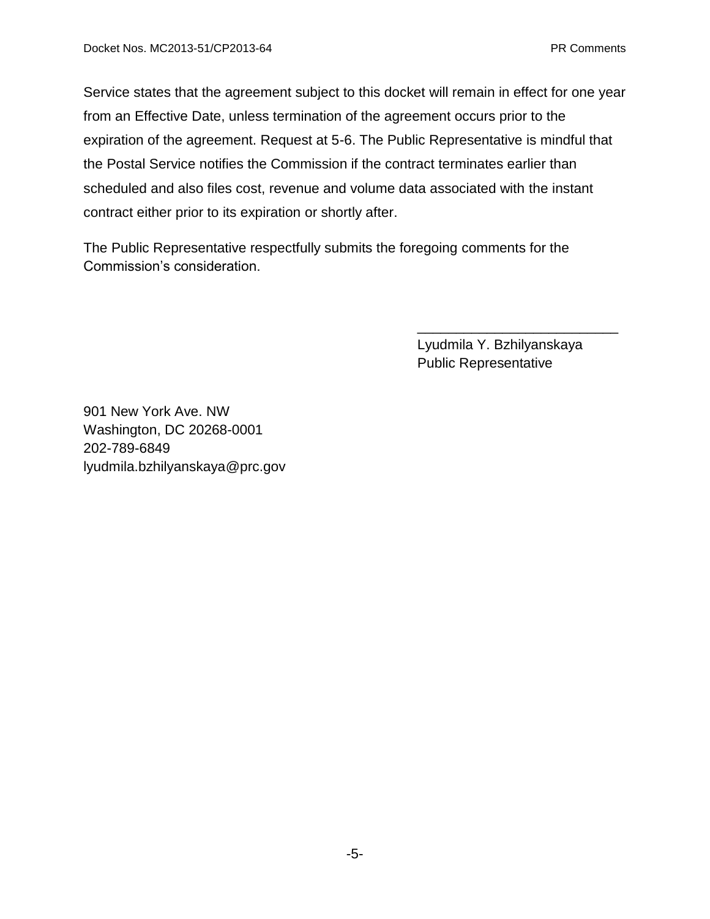Service states that the agreement subject to this docket will remain in effect for one year from an Effective Date, unless termination of the agreement occurs prior to the expiration of the agreement. Request at 5-6. The Public Representative is mindful that the Postal Service notifies the Commission if the contract terminates earlier than scheduled and also files cost, revenue and volume data associated with the instant contract either prior to its expiration or shortly after.

The Public Representative respectfully submits the foregoing comments for the Commission's consideration.

\_\_\_\_\_\_\_\_\_\_\_\_\_\_\_\_\_\_\_\_\_\_\_\_\_\_
Lyudmila Y. Bzhilyanskaya
Public Representative

901 New York Ave. NW
Washington, DC 20268-0001
202-789-6849
lyudmila.bzhilyanskaya@prc.gov